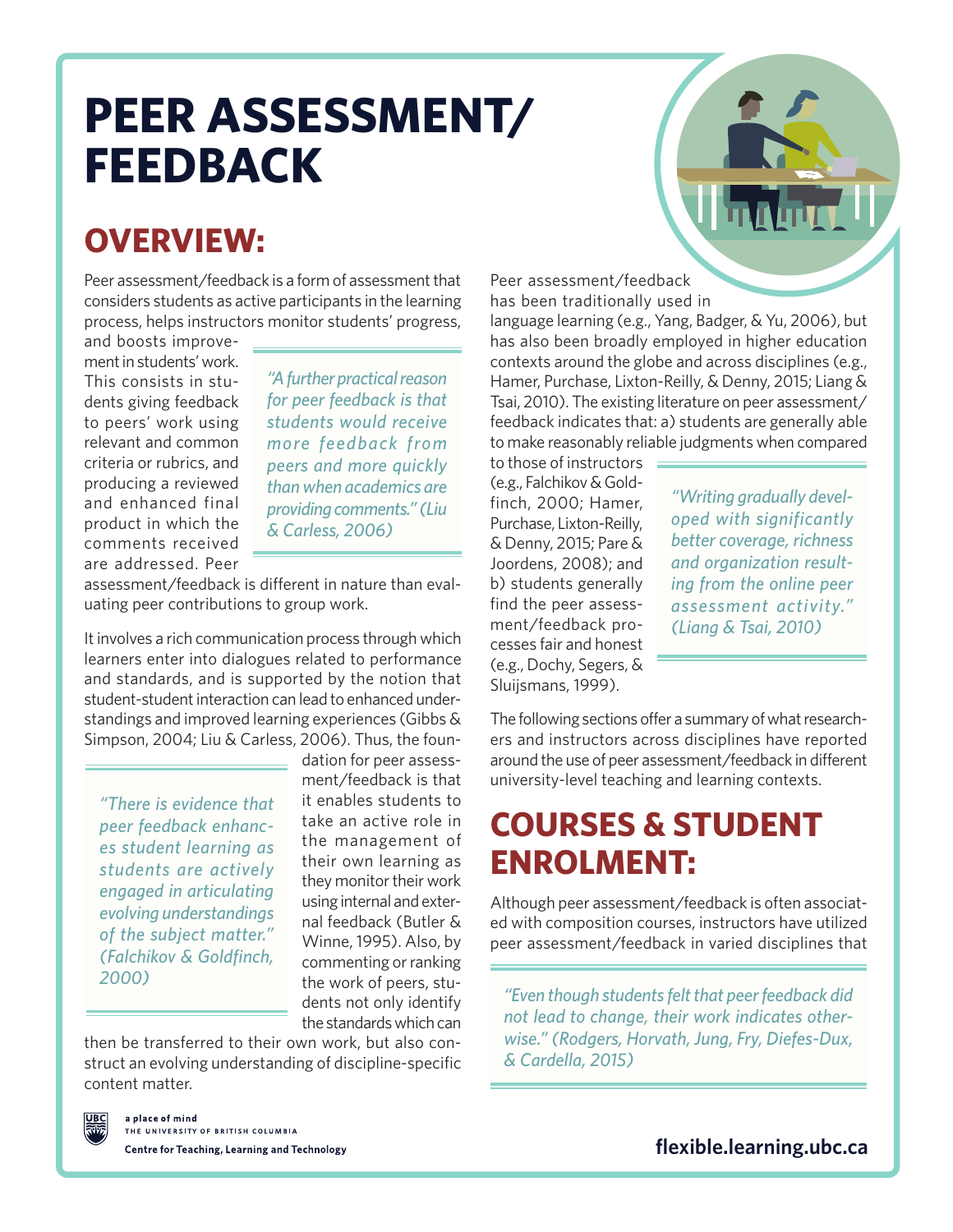# PEER ASSESSMENT/ FEEDBACK

## OVERVIEW:

Peer assessment/feedback is a form of assessment that considers students as active participants in the learning process, helps instructors monitor students' progress, and boosts improvement in students' work. This consists in students giving feedback to peers' work using relevant and common criteria or rubrics, and producing a reviewed and enhanced final product in which the comments received are addressed. Peer assessment/feedback is different in nature than evaluating peer contributions to group work.

> *"A further practical reason for peer feedback is that students would receive more feedback from peers and more quickly than when academics are providing comments." (Liu & Carless, 2006)*

It involves a rich communication process through which learners enter into dialogues related to performance and standards, and is supported by the notion that student-student interaction can lead to enhanced understandings and improved learning experiences (Gibbs & Simpson, 2004; Liu & Carless, 2006). Thus, the foundation for peer assessment/feedback is that it enables students to take an active role in the management of their own learning as they monitor their work using internal and external feedback (Butler & Winne, 1995). Also, by commenting or ranking the work of peers, students not only identify the standards which can then be transferred to their own work, but also construct an evolving understanding of discipline-specific content matter.

> *"There is evidence that peer feedback enhances student learning as students are actively engaged in articulating evolving understandings of the subject matter." (Falchikov & Goldfinch, 2000)*

Peer assessment/feedback has been traditionally used in language learning (e.g., Yang, Badger, & Yu, 2006), but has also been broadly employed in higher education contexts around the globe and across disciplines (e.g., Hamer, Purchase, Lixton-Reilly, & Denny, 2015; Liang & Tsai, 2010). The existing literature on peer assessment/feedback indicates that: a) students are generally able to make reasonably reliable judgments when compared to those of instructors (e.g., Falchikov & Goldfinch, 2000; Hamer, Purchase, Lixton-Reilly, & Denny, 2015; Pare & Joordens, 2008); and b) students generally find the peer assessment/feedback processes fair and honest (e.g., Dochy, Segers, & Sluijsmans, 1999).

> *"Writing gradually developed with significantly better coverage, richness and organization resulting from the online peer assessment activity." (Liang & Tsai, 2010)*

The following sections offer a summary of what researchers and instructors across disciplines have reported around the use of peer assessment/feedback in different university-level teaching and learning contexts.

## COURSES & STUDENT ENROLMENT:

Although peer assessment/feedback is often associated with composition courses, instructors have utilized peer assessment/feedback in varied disciplines that

> *"Even though students felt that peer feedback did not lead to change, their work indicates otherwise." (Rodgers, Horvath, Jung, Fry, Diefes-Dux, & Cardella, 2015)*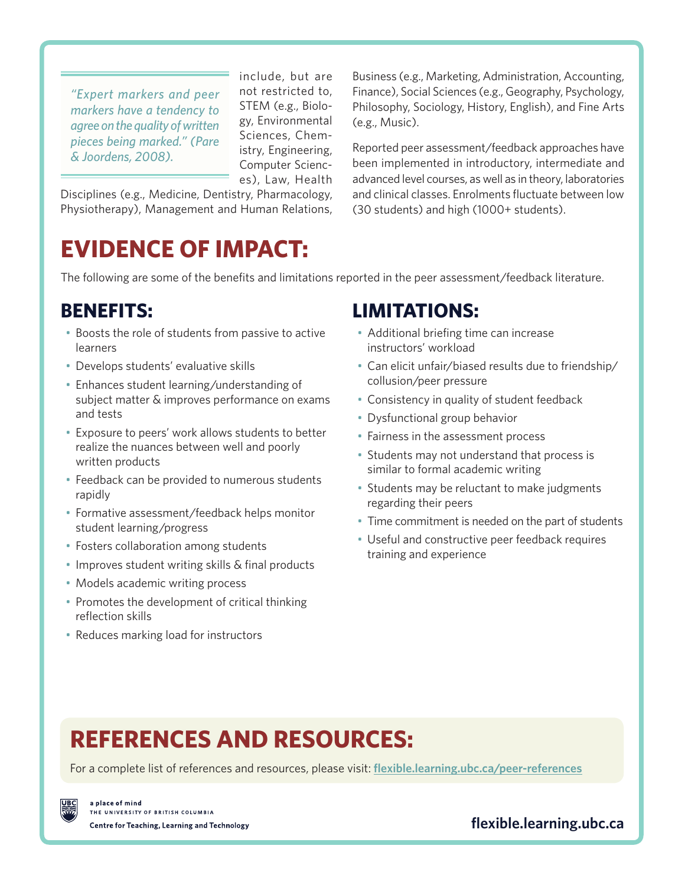> *"Expert markers and peer markers have a tendency to agree on the quality of written pieces being marked." (Pare & Joordens, 2008).*

include, but are not restricted to, STEM (e.g., Biology, Environmental Sciences, Chemistry, Engineering, Computer Sciences), Law, Health Disciplines (e.g., Medicine, Dentistry, Pharmacology, Physiotherapy), Management and Human Relations, Business (e.g., Marketing, Administration, Accounting, Finance), Social Sciences (e.g., Geography, Psychology, Philosophy, Sociology, History, English), and Fine Arts (e.g., Music).

Reported peer assessment/feedback approaches have been implemented in introductory, intermediate and advanced level courses, as well as in theory, laboratories and clinical classes. Enrolments fluctuate between low (30 students) and high (1000+ students).

# EVIDENCE OF IMPACT:

The following are some of the benefits and limitations reported in the peer assessment/feedback literature.

## BENEFITS:

- Boosts the role of students from passive to active learners
- Develops students' evaluative skills
- Enhances student learning/understanding of subject matter & improves performance on exams and tests
- Exposure to peers' work allows students to better realize the nuances between well and poorly written products
- Feedback can be provided to numerous students rapidly
- Formative assessment/feedback helps monitor student learning/progress
- Fosters collaboration among students
- Improves student writing skills & final products
- Models academic writing process
- Promotes the development of critical thinking reflection skills
- Reduces marking load for instructors

## LIMITATIONS:

- Additional briefing time can increase instructors' workload
- Can elicit unfair/biased results due to friendship/collusion/peer pressure
- Consistency in quality of student feedback
- Dysfunctional group behavior
- Fairness in the assessment process
- Students may not understand that process is similar to formal academic writing
- Students may be reluctant to make judgments regarding their peers
- Time commitment is needed on the part of students
- Useful and constructive peer feedback requires training and experience

# REFERENCES AND RESOURCES:

For a complete list of references and resources, please visit: **flexible.learning.ubc.ca/peer-references**

a place of mind
THE UNIVERSITY OF BRITISH COLUMBIA
Centre for Teaching, Learning and Technology

**flexible.learning.ubc.ca**